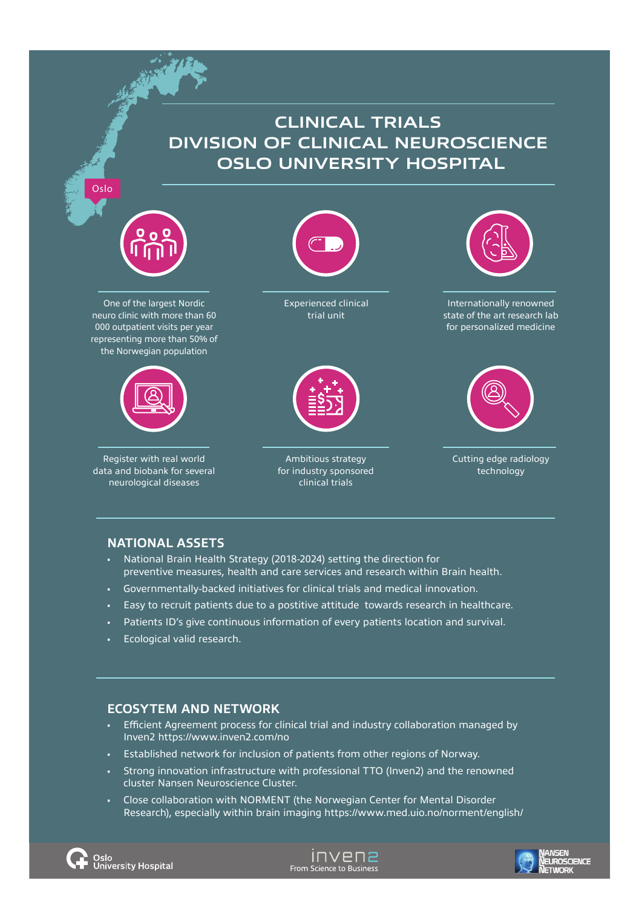# CLINICAL TRIALS
# DIVISION OF CLINICAL NEUROSCIENCE
# OSLO UNIVERSITY HOSPITAL

Oslo

One of the largest Nordic neuro clinic with more than 60 000 outpatient visits per year representing more than 50% of the Norwegian population

Experienced clinical trial unit

Internationally renowned state of the art research lab for personalized medicine

Register with real world data and biobank for several neurological diseases

Ambitious strategy for industry sponsored clinical trials

Cutting edge radiology technology

## NATIONAL ASSETS

- National Brain Health Strategy (2018-2024) setting the direction for preventive measures, health and care services and research within Brain health.
- Governmentally-backed initiatives for clinical trials and medical innovation.
- Easy to recruit patients due to a postitive attitude towards research in healthcare.
- Patients ID's give continuous information of every patients location and survival.
- Ecological valid research.

## ECOSYTEM AND NETWORK

- Efficient Agreement process for clinical trial and industry collaboration managed by Inven2 https://www.inven2.com/no
- Established network for inclusion of patients from other regions of Norway.
- Strong innovation infrastructure with professional TTO (Inven2) and the renowned cluster Nansen Neuroscience Cluster.
- Close collaboration with NORMENT (the Norwegian Center for Mental Disorder Research), especially within brain imaging https://www.med.uio.no/norment/english/

Oslo University Hospital

inven2 From Science to Business

Nansen Neuroscience Network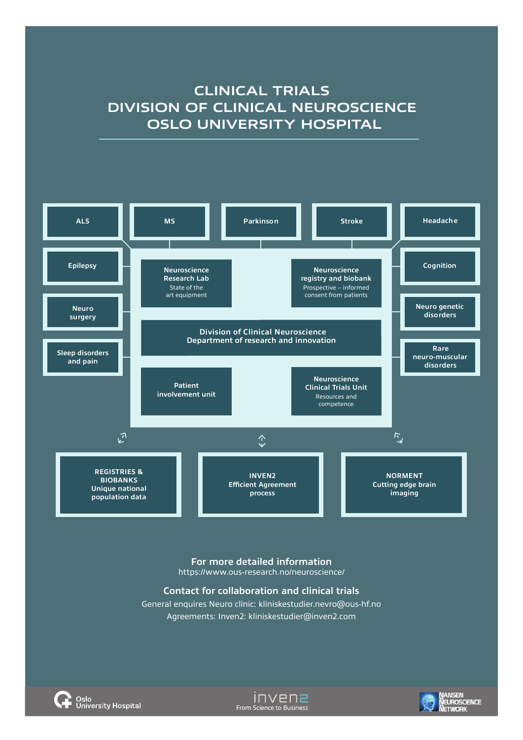# CLINICAL TRIALS
# DIVISION OF CLINICAL NEUROSCIENCE
# OSLO UNIVERSITY HOSPITAL

ALS

MS

Parkinson

Stroke

Headache

Epilepsy

Neuro surgery

Sleep disorders and pain

Cognition

Neuro genetic disorders

Rare neuro-muscular disorders

**Neuroscience Research Lab**
State of the art equipment

**Neuroscience registry and biobank**
Prospective – informed consent from patients

**Division of Clinical Neuroscience**
**Department of research and innovation**

**Patient involvement unit**

**Neuroscience Clinical Trials Unit**
Resources and competence

**REGISTRIES & BIOBANKS**
**Unique national population data**

**INVEN2**
**Efficient Agreement process**

**NORMENT**
**Cutting edge brain imaging**

**For more detailed information**

https://www.ous-research.no/neuroscience/

**Contact for collaboration and clinical trials**

General enquires Neuro clinic: kliniskestudier.nevro@ous-hf.no

Agreements: Inven2: kliniskestudier@inven2.com

Oslo University Hospital

inven2 From Science to Business

Nansen Neuroscience Network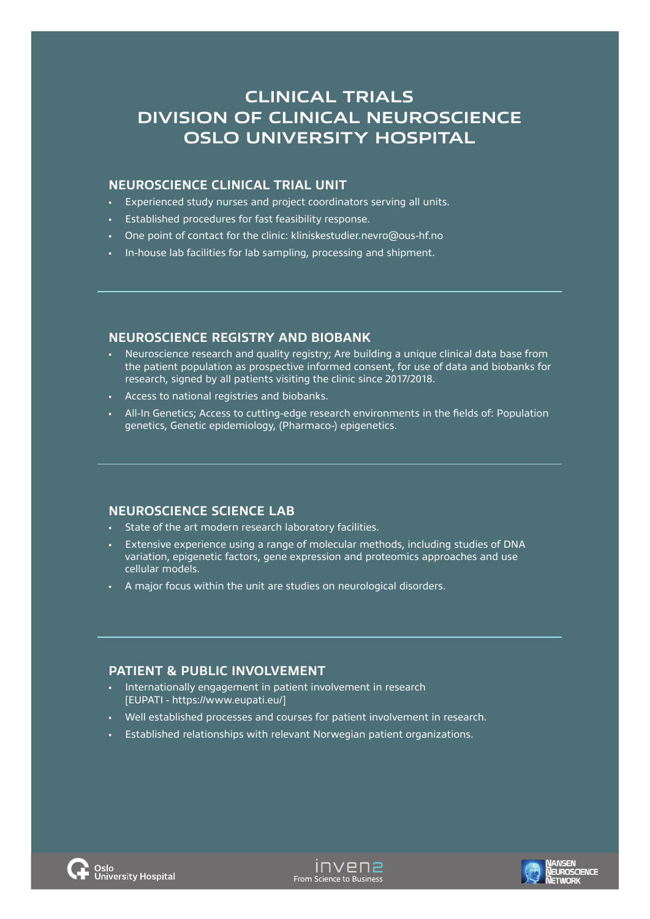# CLINICAL TRIALS
# DIVISION OF CLINICAL NEUROSCIENCE
# OSLO UNIVERSITY HOSPITAL

## NEUROSCIENCE CLINICAL TRIAL UNIT

- Experienced study nurses and project coordinators serving all units.
- Established procedures for fast feasibility response.
- One point of contact for the clinic: kliniskestudier.nevro@ous-hf.no
- In-house lab facilities for lab sampling, processing and shipment.

## NEUROSCIENCE REGISTRY AND BIOBANK

- Neuroscience research and quality registry; Are building a unique clinical data base from the patient population as prospective informed consent, for use of data and biobanks for research, signed by all patients visiting the clinic since 2017/2018.
- Access to national registries and biobanks.
- All-In Genetics; Access to cutting-edge research environments in the fields of: Population genetics, Genetic epidemiology, (Pharmaco-) epigenetics.

## NEUROSCIENCE SCIENCE LAB

- State of the art modern research laboratory facilities.
- Extensive experience using a range of molecular methods, including studies of DNA variation, epigenetic factors, gene expression and proteomics approaches and use cellular models.
- A major focus within the unit are studies on neurological disorders.

## PATIENT & PUBLIC INVOLVEMENT

- Internationally engagement in patient involvement in research [EUPATI - https://www.eupati.eu/]
- Well established processes and courses for patient involvement in research.
- Established relationships with relevant Norwegian patient organizations.

Oslo University Hospital

inven2 From Science to Business

Nansen Neuroscience Network